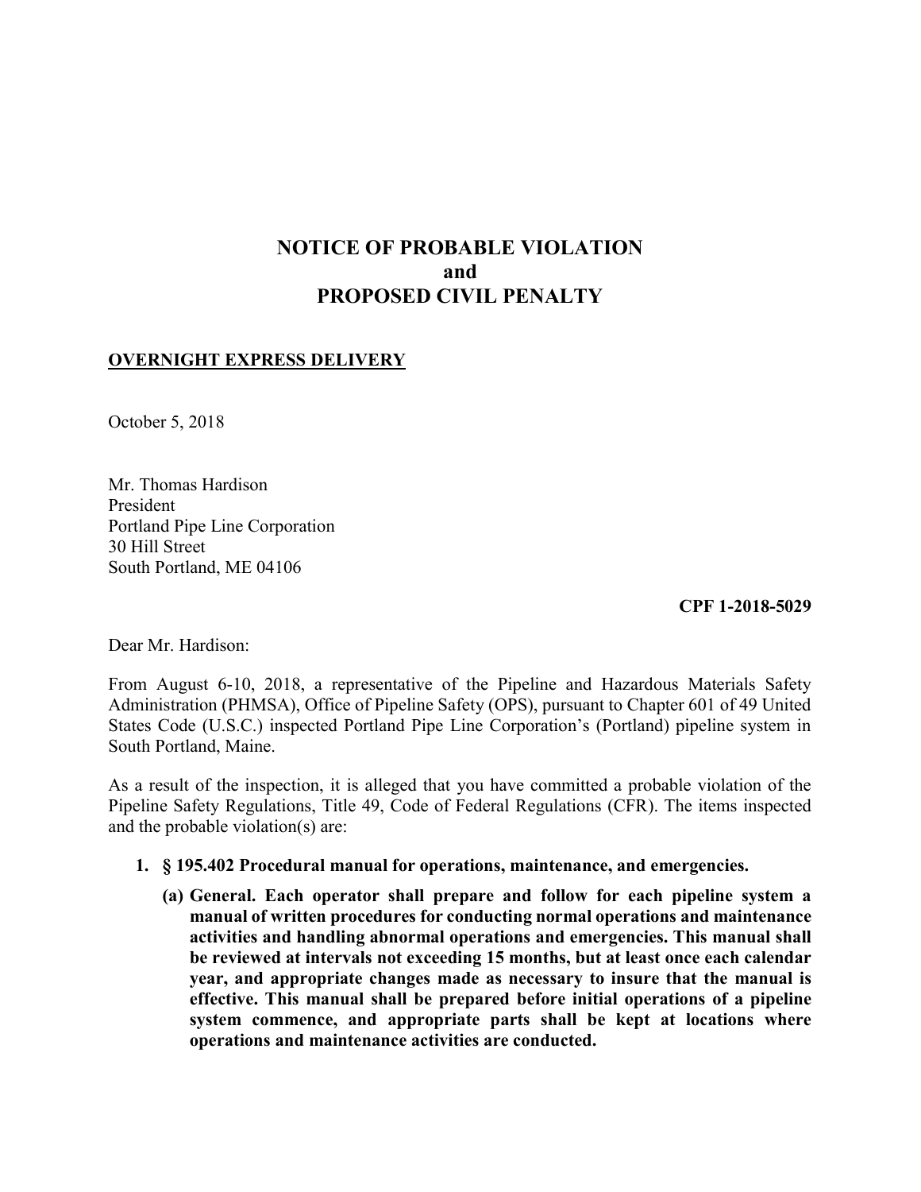# NOTICE OF PROBABLE VIOLATION
# and
# PROPOSED CIVIL PENALTY

**<u>OVERNIGHT EXPRESS DELIVERY</u>**

October 5, 2018

Mr. Thomas Hardison
President
Portland Pipe Line Corporation
30 Hill Street
South Portland, ME 04106

**CPF 1-2018-5029**

Dear Mr. Hardison:

From August 6-10, 2018, a representative of the Pipeline and Hazardous Materials Safety Administration (PHMSA), Office of Pipeline Safety (OPS), pursuant to Chapter 601 of 49 United States Code (U.S.C.) inspected Portland Pipe Line Corporation's (Portland) pipeline system in South Portland, Maine.

As a result of the inspection, it is alleged that you have committed a probable violation of the Pipeline Safety Regulations, Title 49, Code of Federal Regulations (CFR). The items inspected and the probable violation(s) are:

1. **§ 195.402 Procedural manual for operations, maintenance, and emergencies.**

   **(a) General. Each operator shall prepare and follow for each pipeline system a manual of written procedures for conducting normal operations and maintenance activities and handling abnormal operations and emergencies. This manual shall be reviewed at intervals not exceeding 15 months, but at least once each calendar year, and appropriate changes made as necessary to insure that the manual is effective. This manual shall be prepared before initial operations of a pipeline system commence, and appropriate parts shall be kept at locations where operations and maintenance activities are conducted.**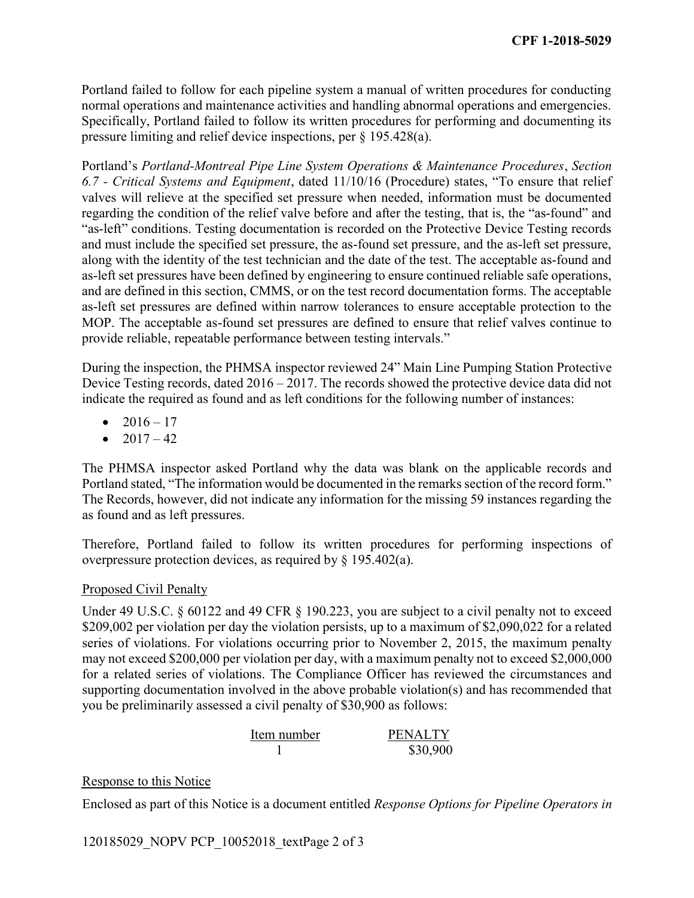Portland failed to follow for each pipeline system a manual of written procedures for conducting normal operations and maintenance activities and handling abnormal operations and emergencies. Specifically, Portland failed to follow its written procedures for performing and documenting its pressure limiting and relief device inspections, per § 195.428(a).

Portland's *Portland-Montreal Pipe Line System Operations & Maintenance Procedures*, *Section 6.7 - Critical Systems and Equipment*, dated 11/10/16 (Procedure) states, "To ensure that relief valves will relieve at the specified set pressure when needed, information must be documented regarding the condition of the relief valve before and after the testing, that is, the "as-found" and "as-left" conditions. Testing documentation is recorded on the Protective Device Testing records and must include the specified set pressure, the as-found set pressure, and the as-left set pressure, along with the identity of the test technician and the date of the test. The acceptable as-found and as-left set pressures have been defined by engineering to ensure continued reliable safe operations, and are defined in this section, CMMS, or on the test record documentation forms. The acceptable as-left set pressures are defined within narrow tolerances to ensure acceptable protection to the MOP. The acceptable as-found set pressures are defined to ensure that relief valves continue to provide reliable, repeatable performance between testing intervals."

During the inspection, the PHMSA inspector reviewed 24" Main Line Pumping Station Protective Device Testing records, dated 2016 – 2017. The records showed the protective device data did not indicate the required as found and as left conditions for the following number of instances:

- 2016 – 17
- 2017 – 42

The PHMSA inspector asked Portland why the data was blank on the applicable records and Portland stated, "The information would be documented in the remarks section of the record form." The Records, however, did not indicate any information for the missing 59 instances regarding the as found and as left pressures.

Therefore, Portland failed to follow its written procedures for performing inspections of overpressure protection devices, as required by § 195.402(a).

Proposed Civil Penalty

Under 49 U.S.C. § 60122 and 49 CFR § 190.223, you are subject to a civil penalty not to exceed $209,002 per violation per day the violation persists, up to a maximum of $2,090,022 for a related series of violations. For violations occurring prior to November 2, 2015, the maximum penalty may not exceed $200,000 per violation per day, with a maximum penalty not to exceed $2,000,000 for a related series of violations. The Compliance Officer has reviewed the circumstances and supporting documentation involved in the above probable violation(s) and has recommended that you be preliminarily assessed a civil penalty of $30,900 as follows:

| Item number | PENALTY |
|---|---|
| 1 | $30,900 |

Response to this Notice

Enclosed as part of this Notice is a document entitled *Response Options for Pipeline Operators in*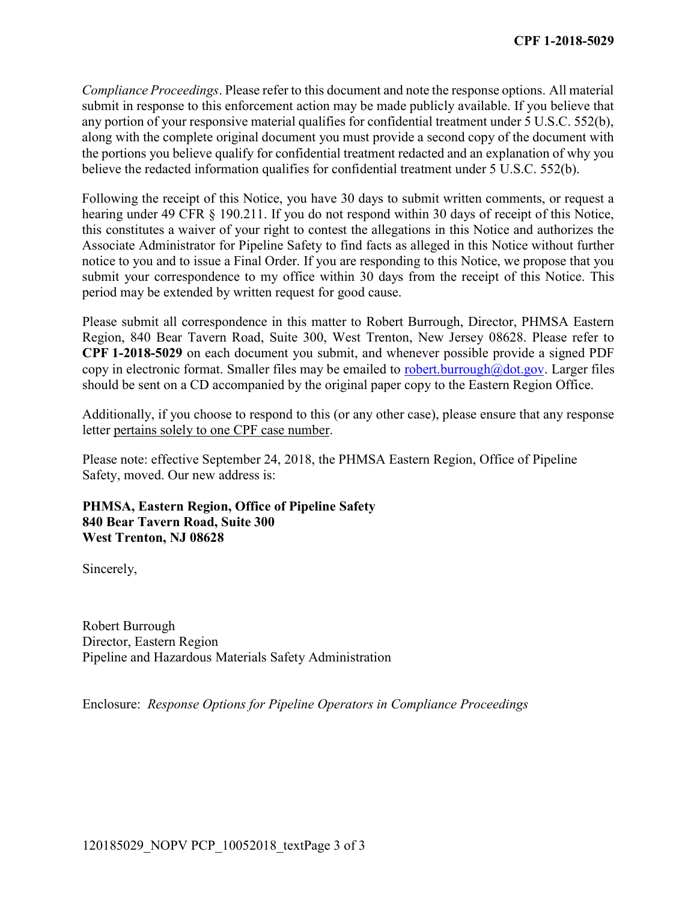*Compliance Proceedings*. Please refer to this document and note the response options. All material submit in response to this enforcement action may be made publicly available. If you believe that any portion of your responsive material qualifies for confidential treatment under 5 U.S.C. 552(b), along with the complete original document you must provide a second copy of the document with the portions you believe qualify for confidential treatment redacted and an explanation of why you believe the redacted information qualifies for confidential treatment under 5 U.S.C. 552(b).

Following the receipt of this Notice, you have 30 days to submit written comments, or request a hearing under 49 CFR § 190.211. If you do not respond within 30 days of receipt of this Notice, this constitutes a waiver of your right to contest the allegations in this Notice and authorizes the Associate Administrator for Pipeline Safety to find facts as alleged in this Notice without further notice to you and to issue a Final Order. If you are responding to this Notice, we propose that you submit your correspondence to my office within 30 days from the receipt of this Notice. This period may be extended by written request for good cause.

Please submit all correspondence in this matter to Robert Burrough, Director, PHMSA Eastern Region, 840 Bear Tavern Road, Suite 300, West Trenton, New Jersey 08628. Please refer to **CPF 1-2018-5029** on each document you submit, and whenever possible provide a signed PDF copy in electronic format. Smaller files may be emailed to robert.burrough@dot.gov. Larger files should be sent on a CD accompanied by the original paper copy to the Eastern Region Office.

Additionally, if you choose to respond to this (or any other case), please ensure that any response letter pertains solely to one CPF case number.

Please note: effective September 24, 2018, the PHMSA Eastern Region, Office of Pipeline Safety, moved. Our new address is:

**PHMSA, Eastern Region, Office of Pipeline Safety**
**840 Bear Tavern Road, Suite 300**
**West Trenton, NJ 08628**

Sincerely,

Robert Burrough
Director, Eastern Region
Pipeline and Hazardous Materials Safety Administration

Enclosure: *Response Options for Pipeline Operators in Compliance Proceedings*